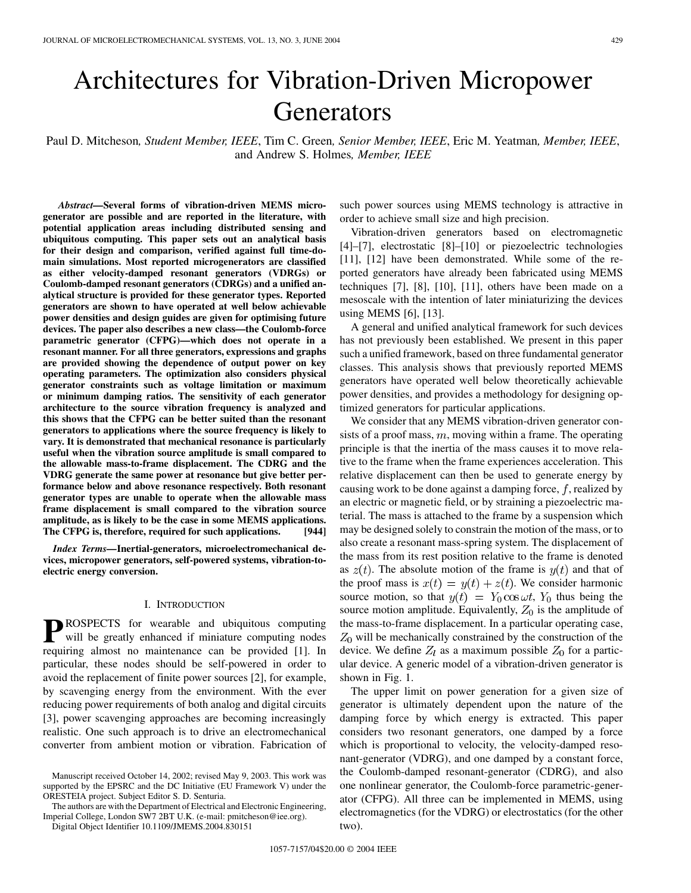# Architectures for Vibration-Driven Micropower Generators

Paul D. Mitcheson, *Student Member, IEEE*, Tim C. Green, *Senior Member, IEEE*, Eric M. Yeatman, *Member, IEEE*, and Andrew S. Holmes, *Member, IEEE*

***Abstract*—Several forms of vibration-driven MEMS microgenerator are possible and are reported in the literature, with potential application areas including distributed sensing and ubiquitous computing. This paper sets out an analytical basis for their design and comparison, verified against full time-domain simulations. Most reported microgenerators are classified as either velocity-damped resonant generators (VDRGs) or Coulomb-damped resonant generators (CDRGs) and a unified analytical structure is provided for these generator types. Reported generators are shown to have operated at well below achievable power densities and design guides are given for optimising future devices. The paper also describes a new class—the Coulomb-force parametric generator (CFPG)—which does not operate in a resonant manner. For all three generators, expressions and graphs are provided showing the dependence of output power on key operating parameters. The optimization also considers physical generator constraints such as voltage limitation or maximum or minimum damping ratios. The sensitivity of each generator architecture to the source vibration frequency is analyzed and this shows that the CFPG can be better suited than the resonant generators to applications where the source frequency is likely to vary. It is demonstrated that mechanical resonance is particularly useful when the vibration source amplitude is small compared to the allowable mass-to-frame displacement. The CDRG and the VDRG generate the same power at resonance but give better performance below and above resonance respectively. Both resonant generator types are unable to operate when the allowable mass frame displacement is small compared to the vibration source amplitude, as is likely to be the case in some MEMS applications. The CFPG is, therefore, required for such applications. [944]**

***Index Terms*—Inertial-generators, microelectromechanical devices, micropower generators, self-powered systems, vibration-to-electric energy conversion.**

## I. Introduction

PROSPECTS for wearable and ubiquitous computing will be greatly enhanced if miniature computing nodes requiring almost no maintenance can be provided [1]. In particular, these nodes should be self-powered in order to avoid the replacement of finite power sources [2], for example, by scavenging energy from the environment. With the ever reducing power requirements of both analog and digital circuits [3], power scavenging approaches are becoming increasingly realistic. One such approach is to drive an electromechanical converter from ambient motion or vibration. Fabrication of such power sources using MEMS technology is attractive in order to achieve small size and high precision.

Vibration-driven generators based on electromagnetic [4]–[7], electrostatic [8]–[10] or piezoelectric technologies [11], [12] have been demonstrated. While some of the reported generators have already been fabricated using MEMS techniques [7], [8], [10], [11], others have been made on a mesoscale with the intention of later miniaturizing the devices using MEMS [6], [13].

A general and unified analytical framework for such devices has not previously been established. We present in this paper such a unified framework, based on three fundamental generator classes. This analysis shows that previously reported MEMS generators have operated well below theoretically achievable power densities, and provides a methodology for designing optimized generators for particular applications.

We consider that any MEMS vibration-driven generator consists of a proof mass, $m$, moving within a frame. The operating principle is that the inertia of the mass causes it to move relative to the frame when the frame experiences acceleration. This relative displacement can then be used to generate energy by causing work to be done against a damping force, $f$, realized by an electric or magnetic field, or by straining a piezoelectric material. The mass is attached to the frame by a suspension which may be designed solely to constrain the motion of the mass, or to also create a resonant mass-spring system. The displacement of the mass from its rest position relative to the frame is denoted as $z(t)$. The absolute motion of the frame is $y(t)$ and that of the proof mass is $x(t) = y(t) + z(t)$. We consider harmonic source motion, so that $y(t) = Y_0 \cos \omega t$, $Y_0$ thus being the source motion amplitude. Equivalently, $Z_0$ is the amplitude of the mass-to-frame displacement. In a particular operating case, $Z_0$ will be mechanically constrained by the construction of the device. We define $Z_l$ as a maximum possible $Z_0$ for a particular device. A generic model of a vibration-driven generator is shown in Fig. 1.

The upper limit on power generation for a given size of generator is ultimately dependent upon the nature of the damping force by which energy is extracted. This paper considers two resonant generators, one damped by a force which is proportional to velocity, the velocity-damped resonant-generator (VDRG), and one damped by a constant force, the Coulomb-damped resonant-generator (CDRG), and also one nonlinear generator, the Coulomb-force parametric-generator (CFPG). All three can be implemented in MEMS, using electromagnetics (for the VDRG) or electrostatics (for the other two).

Manuscript received October 14, 2002; revised May 9, 2003. This work was supported by the EPSRC and the DC Initiative (EU Framework V) under the ORESTEIA project. Subject Editor S. D. Senturia.

The authors are with the Department of Electrical and Electronic Engineering, Imperial College, London SW7 2BT U.K. (e-mail: pmitcheson@iee.org).

Digital Object Identifier 10.1109/JMEMS.2004.830151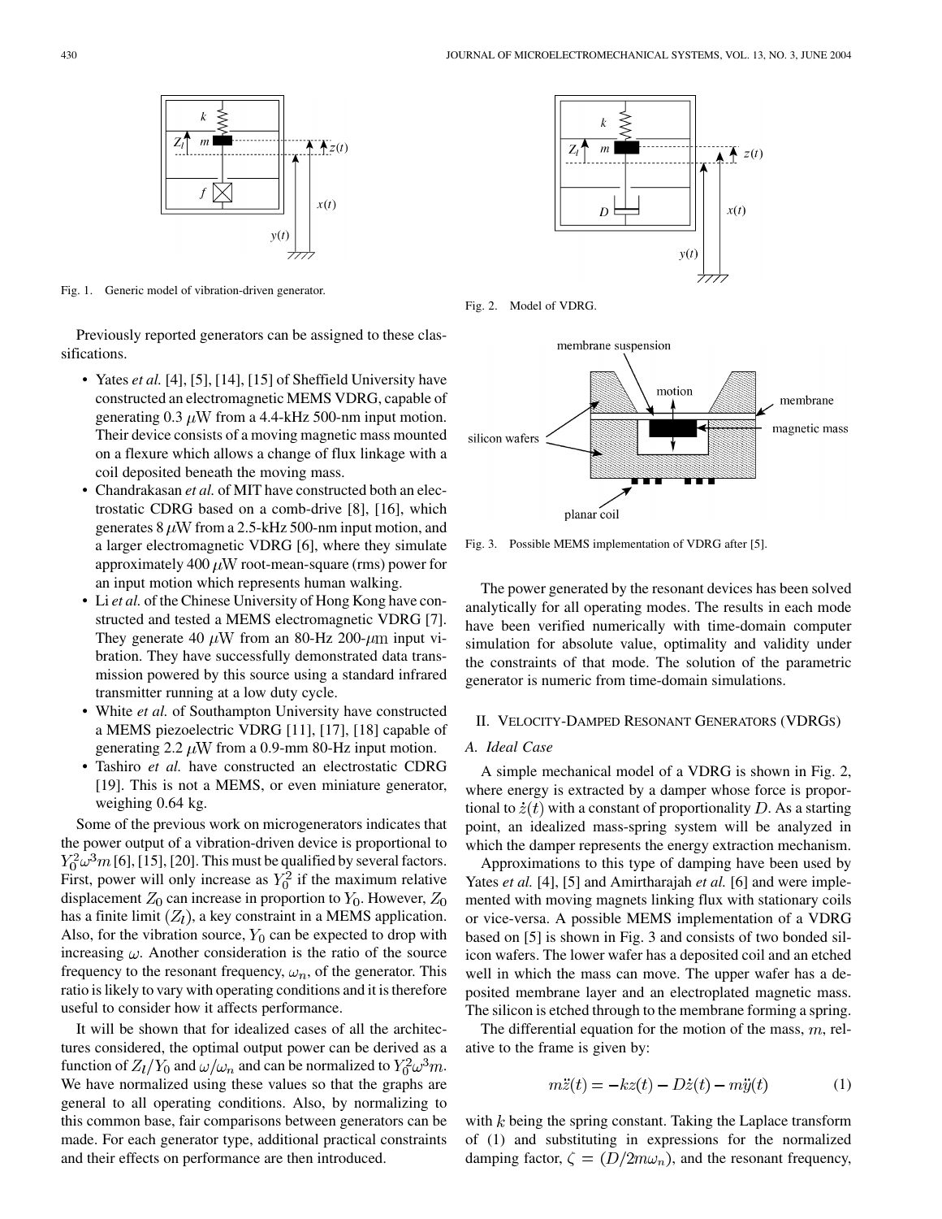Fig. 1. Generic model of vibration-driven generator.

Previously reported generators can be assigned to these classifications.

- Yates *et al.* [4], [5], [14], [15] of Sheffield University have constructed an electromagnetic MEMS VDRG, capable of generating 0.3 $\mu$W from a 4.4-kHz 500-nm input motion. Their device consists of a moving magnetic mass mounted on a flexure which allows a change of flux linkage with a coil deposited beneath the moving mass.
- Chandrakasan *et al.* of MIT have constructed both an electrostatic CDRG based on a comb-drive [8], [16], which generates 8 $\mu$W from a 2.5-kHz 500-nm input motion, and a larger electromagnetic VDRG [6], where they simulate approximately 400 $\mu$W root-mean-square (rms) power for an input motion which represents human walking.
- Li *et al.* of the Chinese University of Hong Kong have constructed and tested a MEMS electromagnetic VDRG [7]. They generate 40 $\mu$W from an 80-Hz 200-$\mu$m input vibration. They have successfully demonstrated data transmission powered by this source using a standard infrared transmitter running at a low duty cycle.
- White *et al.* of Southampton University have constructed a MEMS piezoelectric VDRG [11], [17], [18] capable of generating 2.2 $\mu$W from a 0.9-mm 80-Hz input motion.
- Tashiro *et al.* have constructed an electrostatic CDRG [19]. This is not a MEMS, or even miniature generator, weighing 0.64 kg.

Some of the previous work on microgenerators indicates that the power output of a vibration-driven device is proportional to $Y_0^2\omega^3 m$ [6], [15], [20]. This must be qualified by several factors. First, power will only increase as $Y_0^2$ if the maximum relative displacement $Z_0$ can increase in proportion to $Y_0$. However, $Z_0$ has a finite limit $(Z_l)$, a key constraint in a MEMS application. Also, for the vibration source, $Y_0$ can be expected to drop with increasing $\omega$. Another consideration is the ratio of the source frequency to the resonant frequency, $\omega_n$, of the generator. This ratio is likely to vary with operating conditions and it is therefore useful to consider how it affects performance.

It will be shown that for idealized cases of all the architectures considered, the optimal output power can be derived as a function of $Z_l/Y_0$ and $\omega/\omega_n$ and can be normalized to $Y_0^2\omega^3 m$. We have normalized using these values so that the graphs are general to all operating conditions. Also, by normalizing to this common base, fair comparisons between generators can be made. For each generator type, additional practical constraints and their effects on performance are then introduced.

Fig. 2. Model of VDRG.

Fig. 3. Possible MEMS implementation of VDRG after [5].

The power generated by the resonant devices has been solved analytically for all operating modes. The results in each mode have been verified numerically with time-domain computer simulation for absolute value, optimality and validity under the constraints of that mode. The solution of the parametric generator is numeric from time-domain simulations.

## II. Velocity-Damped Resonant Generators (VDRGs)

### A. Ideal Case

A simple mechanical model of a VDRG is shown in Fig. 2, where energy is extracted by a damper whose force is proportional to $\dot{z}(t)$ with a constant of proportionality $D$. As a starting point, an idealized mass-spring system will be analyzed in which the damper represents the energy extraction mechanism.

Approximations to this type of damping have been used by Yates *et al.* [4], [5] and Amirtharajah *et al.* [6] and were implemented with moving magnets linking flux with stationary coils or vice-versa. A possible MEMS implementation of a VDRG based on [5] is shown in Fig. 3 and consists of two bonded silicon wafers. The lower wafer has a deposited coil and an etched well in which the mass can move. The upper wafer has a deposited membrane layer and an electroplated magnetic mass. The silicon is etched through to the membrane forming a spring.

The differential equation for the motion of the mass, $m$, relative to the frame is given by:

$$m\ddot{z}(t) = -kz(t) - D\dot{z}(t) - m\ddot{y}(t) \tag{1}$$

with $k$ being the spring constant. Taking the Laplace transform of (1) and substituting in expressions for the normalized damping factor, $\zeta = (D/2m\omega_n)$, and the resonant frequency,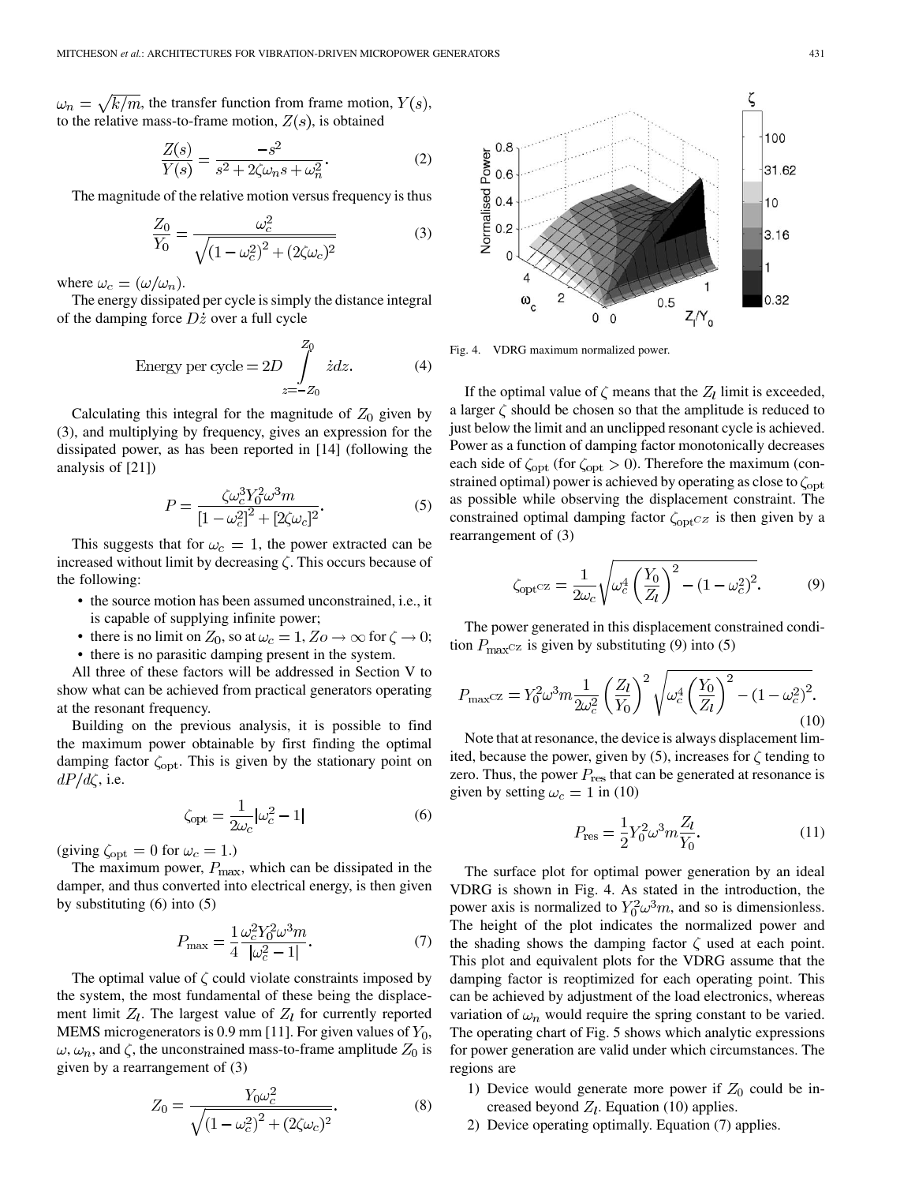$\omega_n = \sqrt{k/m}$, the transfer function from frame motion, $Y(s)$, to the relative mass-to-frame motion, $Z(s)$, is obtained

$$\frac{Z(s)}{Y(s)} = \frac{-s^2}{s^2 + 2\zeta\omega_n s + \omega_n^2}. \tag{2}$$

The magnitude of the relative motion versus frequency is thus

$$\frac{Z_0}{Y_0} = \frac{\omega_c^2}{\sqrt{(1-\omega_c^2)^2 + (2\zeta\omega_c)^2}} \tag{3}$$

where $\omega_c = (\omega/\omega_n)$.

The energy dissipated per cycle is simply the distance integral of the damping force $D\dot{z}$ over a full cycle

$$\text{Energy per cycle} = 2D \int_{z=-Z_0}^{Z_0} \dot{z}\,dz. \tag{4}$$

Calculating this integral for the magnitude of $Z_0$ given by (3), and multiplying by frequency, gives an expression for the dissipated power, as has been reported in [14] (following the analysis of [21])

$$P = \frac{\zeta\omega_c^3 Y_0^2 \omega^3 m}{[1-\omega_c^2]^2 + [2\zeta\omega_c]^2}. \tag{5}$$

This suggests that for $\omega_c = 1$, the power extracted can be increased without limit by decreasing $\zeta$. This occurs because of the following:

- the source motion has been assumed unconstrained, i.e., it is capable of supplying infinite power;
- there is no limit on $Z_0$, so at $\omega_c = 1$, $Zo \to \infty$ for $\zeta \to 0$;
- there is no parasitic damping present in the system.

All three of these factors will be addressed in Section V to show what can be achieved from practical generators operating at the resonant frequency.

Building on the previous analysis, it is possible to find the maximum power obtainable by first finding the optimal damping factor $\zeta_{\text{opt}}$. This is given by the stationary point on $dP/d\zeta$, i.e.

$$\zeta_{\text{opt}} = \frac{1}{2\omega_c}\left|\omega_c^2 - 1\right| \tag{6}$$

(giving $\zeta_{\text{opt}} = 0$ for $\omega_c = 1$.)

The maximum power, $P_{\max}$, which can be dissipated in the damper, and thus converted into electrical energy, is then given by substituting (6) into (5)

$$P_{\max} = \frac{1}{4}\frac{\omega_c^2 Y_0^2 \omega^3 m}{\left|\omega_c^2 - 1\right|}. \tag{7}$$

The optimal value of $\zeta$ could violate constraints imposed by the system, the most fundamental of these being the displacement limit $Z_l$. The largest value of $Z_l$ for currently reported MEMS microgenerators is 0.9 mm [11]. For given values of $Y_0$, $\omega$, $\omega_n$, and $\zeta$, the unconstrained mass-to-frame amplitude $Z_0$ is given by a rearrangement of (3)

$$Z_0 = \frac{Y_0\omega_c^2}{\sqrt{(1-\omega_c^2)^2 + (2\zeta\omega_c)^2}}. \tag{8}$$

Fig. 4. VDRG maximum normalized power.

If the optimal value of $\zeta$ means that the $Z_l$ limit is exceeded, a larger $\zeta$ should be chosen so that the amplitude is reduced to just below the limit and an unclipped resonant cycle is achieved. Power as a function of damping factor monotonically decreases each side of $\zeta_{\text{opt}}$ (for $\zeta_{\text{opt}} > 0$). Therefore the maximum (constrained optimal) power is achieved by operating as close to $\zeta_{\text{opt}}$ as possible while observing the displacement constraint. The constrained optimal damping factor $\zeta_{\text{opt}^{CZ}}$ is then given by a rearrangement of (3)

$$\zeta_{\text{opt}^{CZ}} = \frac{1}{2\omega_c}\sqrt{\omega_c^4\left(\frac{Y_0}{Z_l}\right)^2 - (1-\omega_c^2)^2}. \tag{9}$$

The power generated in this displacement constrained condition $P_{\max^{CZ}}$ is given by substituting (9) into (5)

$$P_{\max^{CZ}} = Y_0^2\omega^3 m \frac{1}{2\omega_c^2}\left(\frac{Z_l}{Y_0}\right)^2 \sqrt{\omega_c^4\left(\frac{Y_0}{Z_l}\right)^2 - (1-\omega_c^2)^2}. \tag{10}$$

Note that at resonance, the device is always displacement limited, because the power, given by (5), increases for $\zeta$ tending to zero. Thus, the power $P_{\text{res}}$ that can be generated at resonance is given by setting $\omega_c = 1$ in (10)

$$P_{\text{res}} = \frac{1}{2}Y_0^2\omega^3 m \frac{Z_l}{Y_0}. \tag{11}$$

The surface plot for optimal power generation by an ideal VDRG is shown in Fig. 4. As stated in the introduction, the power axis is normalized to $Y_0^2\omega^3 m$, and so is dimensionless. The height of the plot indicates the normalized power and the shading shows the damping factor $\zeta$ used at each point. This plot and equivalent plots for the VDRG assume that the damping factor is reoptimized for each operating point. This can be achieved by adjustment of the load electronics, whereas variation of $\omega_n$ would require the spring constant to be varied. The operating chart of Fig. 5 shows which analytic expressions for power generation are valid under which circumstances. The regions are

1) Device would generate more power if $Z_0$ could be increased beyond $Z_l$. Equation (10) applies.
2) Device operating optimally. Equation (7) applies.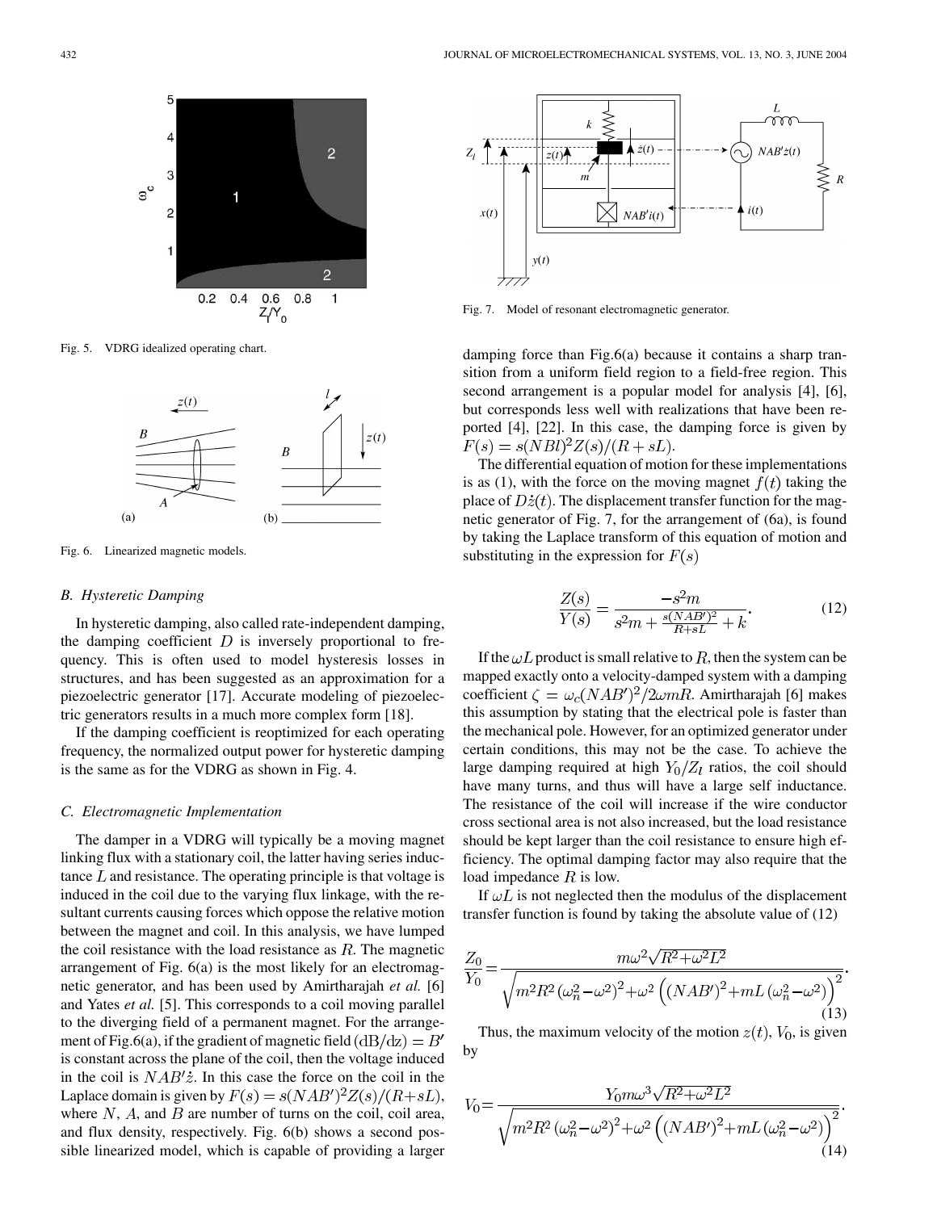Fig. 5. VDRG idealized operating chart.

Fig. 6. Linearized magnetic models.

### B. Hysteretic Damping

In hysteretic damping, also called rate-independent damping, the damping coefficient $D$ is inversely proportional to frequency. This is often used to model hysteresis losses in structures, and has been suggested as an approximation for a piezoelectric generator [17]. Accurate modeling of piezoelectric generators results in a much more complex form [18].

If the damping coefficient is reoptimized for each operating frequency, the normalized output power for hysteretic damping is the same as for the VDRG as shown in Fig. 4.

### C. Electromagnetic Implementation

The damper in a VDRG will typically be a moving magnet linking flux with a stationary coil, the latter having series inductance $L$ and resistance. The operating principle is that voltage is induced in the coil due to the varying flux linkage, with the resultant currents causing forces which oppose the relative motion between the magnet and coil. In this analysis, we have lumped the coil resistance with the load resistance as $R$. The magnetic arrangement of Fig. 6(a) is the most likely for an electromagnetic generator, and has been used by Amirtharajah *et al.* [6] and Yates *et al.* [5]. This corresponds to a coil moving parallel to the diverging field of a permanent magnet. For the arrangement of Fig.6(a), if the gradient of magnetic field $(\mathrm{d}B/\mathrm{d}z) = B'$ is constant across the plane of the coil, then the voltage induced in the coil is $NAB'\dot{z}$. In this case the force on the coil in the Laplace domain is given by $F(s) = s(NAB')^2 Z(s)/(R+sL)$, where $N$, $A$, and $B$ are number of turns on the coil, coil area, and flux density, respectively. Fig. 6(b) shows a second possible linearized model, which is capable of providing a larger damping force than Fig.6(a) because it contains a sharp transition from a uniform field region to a field-free region. This second arrangement is a popular model for analysis [4], [6], but corresponds less well with realizations that have been reported [4], [22]. In this case, the damping force is given by $F(s) = s(NBl)^2 Z(s)/(R+sL)$.

Fig. 7. Model of resonant electromagnetic generator.

The differential equation of motion for these implementations is as (1), with the force on the moving magnet $f(t)$ taking the place of $D\dot{z}(t)$. The displacement transfer function for the magnetic generator of Fig. 7, for the arrangement of (6a), is found by taking the Laplace transform of this equation of motion and substituting in the expression for $F(s)$

$$\frac{Z(s)}{Y(s)} = \frac{-s^2 m}{s^2 m + \frac{s(NAB')^2}{R+sL} + k}. \tag{12}$$

If the $\omega L$ product is small relative to $R$, then the system can be mapped exactly onto a velocity-damped system with a damping coefficient $\zeta = \omega_c (NAB')^2 / 2\omega m R$. Amirtharajah [6] makes this assumption by stating that the electrical pole is faster than the mechanical pole. However, for an optimized generator under certain conditions, this may not be the case. To achieve the large damping required at high $Y_0/Z_l$ ratios, the coil should have many turns, and thus will have a large self inductance. The resistance of the coil will increase if the wire conductor cross sectional area is not also increased, but the load resistance should be kept larger than the coil resistance to ensure high efficiency. The optimal damping factor may also require that the load impedance $R$ is low.

If $\omega L$ is not neglected then the modulus of the displacement transfer function is found by taking the absolute value of (12)

$$\frac{Z_0}{Y_0} = \frac{m\omega^2 \sqrt{R^2 + \omega^2 L^2}}{\sqrt{m^2 R^2 \left(\omega_n^2 - \omega^2\right)^2 + \omega^2 \left((NAB')^2 + mL\left(\omega_n^2 - \omega^2\right)\right)^2}}. \tag{13}$$

Thus, the maximum velocity of the motion $z(t)$, $V_0$, is given by

$$V_0 = \frac{Y_0 m \omega^3 \sqrt{R^2 + \omega^2 L^2}}{\sqrt{m^2 R^2 \left(\omega_n^2 - \omega^2\right)^2 + \omega^2 \left((NAB')^2 + mL\left(\omega_n^2 - \omega^2\right)\right)^2}}. \tag{14}$$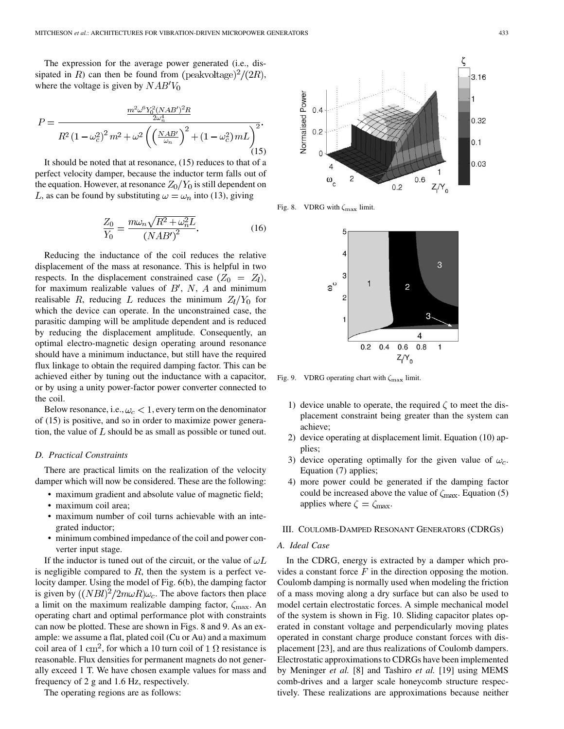The expression for the average power generated (i.e., dissipated in $R$) can then be found from $(\text{peakvoltage})^2/(2R)$, where the voltage is given by $NAB'V_0$

$$P = \frac{\frac{m^2\omega^6 Y_0^2 (NAB')^2 R}{2\omega_n^4}}{R^2\left(1-\omega_c^2\right)^2 m^2 + \omega^2\left(\left(\frac{NAB'}{\omega_n}\right)^2 + \left(1-\omega_c^2\right) mL\right)^2}. \tag{15}$$

It should be noted that at resonance, (15) reduces to that of a perfect velocity damper, because the inductor term falls out of the equation. However, at resonance $Z_0/Y_0$ is still dependent on $L$, as can be found by substituting $\omega = \omega_n$ into (13), giving

$$\frac{Z_0}{Y_0} = \frac{m\omega_n\sqrt{R^2 + \omega_n^2 L}}{(NAB')^2}. \tag{16}$$

Reducing the inductance of the coil reduces the relative displacement of the mass at resonance. This is helpful in two respects. In the displacement constrained case ($Z_0 = Z_l$), for maximum realizable values of $B'$, $N$, $A$ and minimum realisable $R$, reducing $L$ reduces the minimum $Z_l/Y_0$ for which the device can operate. In the unconstrained case, the parasitic damping will be amplitude dependent and is reduced by reducing the displacement amplitude. Consequently, an optimal electro-magnetic design operating around resonance should have a minimum inductance, but still have the required flux linkage to obtain the required damping factor. This can be achieved either by tuning out the inductance with a capacitor, or by using a unity power-factor power converter connected to the coil.

Below resonance, i.e., $\omega_c < 1$, every term on the denominator of (15) is positive, and so in order to maximize power generation, the value of $L$ should be as small as possible or tuned out.

### D. Practical Constraints

There are practical limits on the realization of the velocity damper which will now be considered. These are the following:

- maximum gradient and absolute value of magnetic field;
- maximum coil area;
- maximum number of coil turns achievable with an integrated inductor;
- minimum combined impedance of the coil and power converter input stage.

If the inductor is tuned out of the circuit, or the value of $\omega L$ is negligible compared to $R$, then the system is a perfect velocity damper. Using the model of Fig. 6(b), the damping factor is given by $((NBl)^2/2m\omega R)\omega_c$. The above factors then place a limit on the maximum realizable damping factor, $\zeta_{\max}$. An operating chart and optimal performance plot with constraints can now be plotted. These are shown in Figs. 8 and 9. As an example: we assume a flat, plated coil (Cu or Au) and a maximum coil area of 1 $\text{cm}^2$, for which a 10 turn coil of 1 $\Omega$ resistance is reasonable. Flux densities for permanent magnets do not generally exceed 1 T. We have chosen example values for mass and frequency of 2 g and 1.6 Hz, respectively.

The operating regions are as follows:

Fig. 8. VDRG with $\zeta_{\max}$ limit.

Fig. 9. VDRG operating chart with $\zeta_{\max}$ limit.

1) device unable to operate, the required $\zeta$ to meet the displacement constraint being greater than the system can achieve;
2) device operating at displacement limit. Equation (10) applies;
3) device operating optimally for the given value of $\omega_c$. Equation (7) applies;
4) more power could be generated if the damping factor could be increased above the value of $\zeta_{\max}$. Equation (5) applies where $\zeta = \zeta_{\max}$.

## III. Coulomb-Damped Resonant Generators (CDRGs)

### A. Ideal Case

In the CDRG, energy is extracted by a damper which provides a constant force $F$ in the direction opposing the motion. Coulomb damping is normally used when modeling the friction of a mass moving along a dry surface but can also be used to model certain electrostatic forces. A simple mechanical model of the system is shown in Fig. 10. Sliding capacitor plates operated in constant voltage and perpendicularly moving plates operated in constant charge produce constant forces with displacement [23], and are thus realizations of Coulomb dampers. Electrostatic approximations to CDRGs have been implemented by Meninger *et al.* [8] and Tashiro *et al.* [19] using MEMS comb-drives and a larger scale honeycomb structure respectively. These realizations are approximations because neither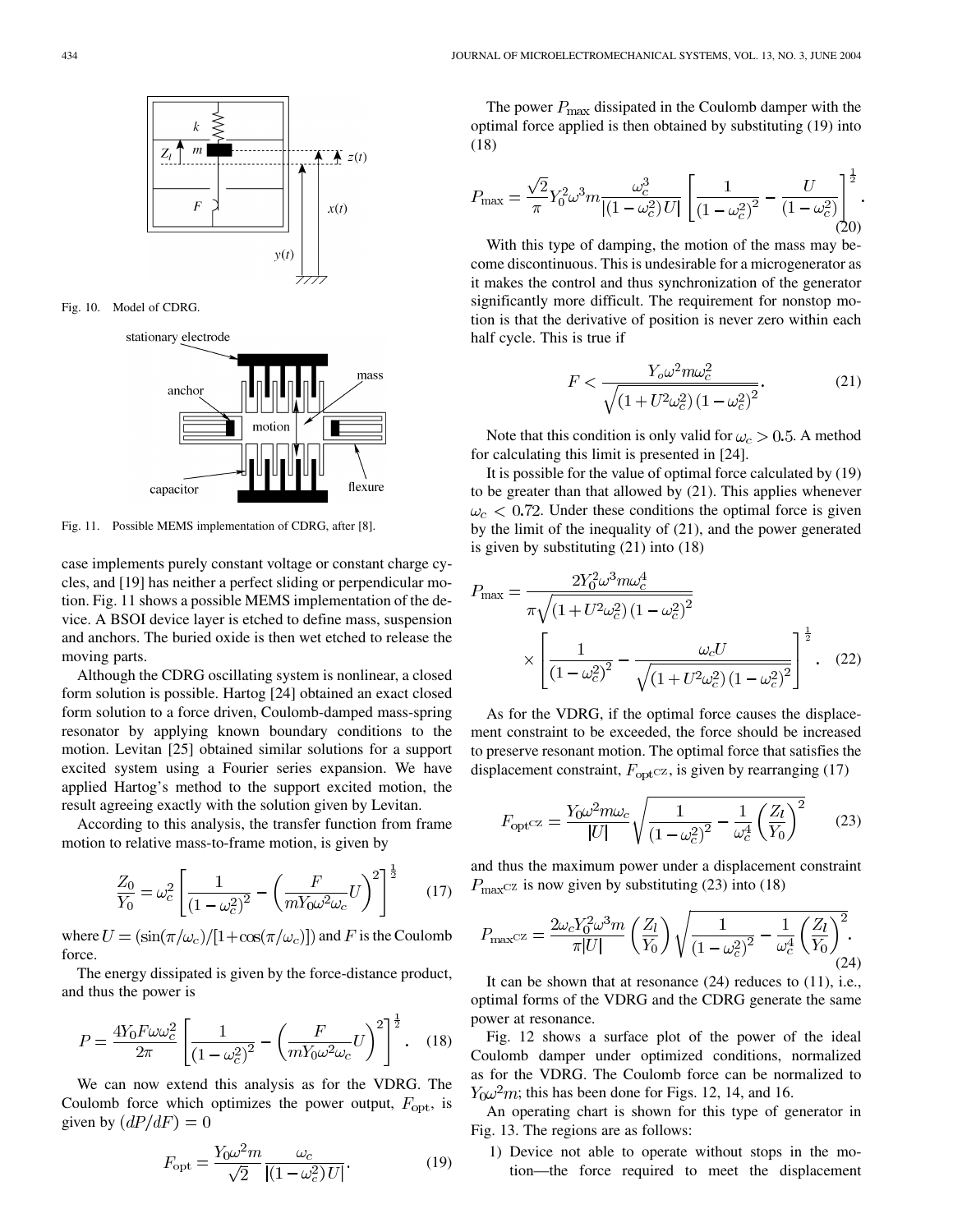Fig. 10. Model of CDRG.

Fig. 11. Possible MEMS implementation of CDRG, after [8].

case implements purely constant voltage or constant charge cycles, and [19] has neither a perfect sliding or perpendicular motion. Fig. 11 shows a possible MEMS implementation of the device. A BSOI device layer is etched to define mass, suspension and anchors. The buried oxide is then wet etched to release the moving parts.

Although the CDRG oscillating system is nonlinear, a closed form solution is possible. Hartog [24] obtained an exact closed form solution to a force driven, Coulomb-damped mass-spring resonator by applying known boundary conditions to the motion. Levitan [25] obtained similar solutions for a support excited system using a Fourier series expansion. We have applied Hartog's method to the support excited motion, the result agreeing exactly with the solution given by Levitan.

According to this analysis, the transfer function from frame motion to relative mass-to-frame motion, is given by

$$\frac{Z_0}{Y_0} = \omega_c^2 \left[ \frac{1}{\left(1-\omega_c^2\right)^2} - \left( \frac{F}{mY_0\omega^2\omega_c} U \right)^2 \right]^{\frac{1}{2}} \tag{17}$$

where $U = (\sin(\pi/\omega_c)/[1+\cos(\pi/\omega_c)])$ and $F$ is the Coulomb force.

The energy dissipated is given by the force-distance product, and thus the power is

$$P = \frac{4Y_0 F \omega \omega_c^2}{2\pi} \left[ \frac{1}{\left(1-\omega_c^2\right)^2} - \left( \frac{F}{mY_0\omega^2\omega_c} U \right)^2 \right]^{\frac{1}{2}}. \tag{18}$$

We can now extend this analysis as for the VDRG. The Coulomb force which optimizes the power output, $F_{\text{opt}}$, is given by $(dP/dF) = 0$

$$F_{\text{opt}} = \frac{Y_0\omega^2 m}{\sqrt{2}} \frac{\omega_c}{\left|\left(1-\omega_c^2\right)U\right|}. \tag{19}$$

The power $P_{\max}$ dissipated in the Coulomb damper with the optimal force applied is then obtained by substituting (19) into (18)

$$P_{\max} = \frac{\sqrt{2}}{\pi} Y_0^2 \omega^3 m \frac{\omega_c^3}{\left|\left(1-\omega_c^2\right)U\right|} \left[ \frac{1}{\left(1-\omega_c^2\right)^2} - \frac{U}{\left(1-\omega_c^2\right)} \right]^{\frac{1}{2}}. \tag{20}$$

With this type of damping, the motion of the mass may become discontinuous. This is undesirable for a microgenerator as it makes the control and thus synchronization of the generator significantly more difficult. The requirement for nonstop motion is that the derivative of position is never zero within each half cycle. This is true if

$$F < \frac{Y_o \omega^2 m \omega_c^2}{\sqrt{\left(1+U^2\omega_c^2\right)\left(1-\omega_c^2\right)^2}}. \tag{21}$$

Note that this condition is only valid for $\omega_c > 0.5$. A method for calculating this limit is presented in [24].

It is possible for the value of optimal force calculated by (19) to be greater than that allowed by (21). This applies whenever $\omega_c < 0.72$. Under these conditions the optimal force is given by the limit of the inequality of (21), and the power generated is given by substituting (21) into (18)

$$P_{\max} = \frac{2Y_0^2\omega^3 m \omega_c^4}{\pi\sqrt{\left(1+U^2\omega_c^2\right)\left(1-\omega_c^2\right)^2}} \times \left[ \frac{1}{\left(1-\omega_c^2\right)^2} - \frac{\omega_c U}{\sqrt{\left(1+U^2\omega_c^2\right)\left(1-\omega_c^2\right)^2}} \right]^{\frac{1}{2}}. \tag{22}$$

As for the VDRG, if the optimal force causes the displacement constraint to be exceeded, the force should be increased to preserve resonant motion. The optimal force that satisfies the displacement constraint, $F_{\text{optCZ}}$, is given by rearranging (17)

$$F_{\text{optCZ}} = \frac{Y_0\omega^2 m \omega_c}{|U|} \sqrt{\frac{1}{\left(1-\omega_c^2\right)^2} - \frac{1}{\omega_c^4}\left(\frac{Z_l}{Y_0}\right)^2} \tag{23}$$

and thus the maximum power under a displacement constraint $P_{\max\text{CZ}}$ is now given by substituting (23) into (18)

$$P_{\max\text{CZ}} = \frac{2\omega_c Y_0^2 \omega^3 m}{\pi|U|} \left(\frac{Z_l}{Y_0}\right) \sqrt{\frac{1}{\left(1-\omega_c^2\right)^2} - \frac{1}{\omega_c^4}\left(\frac{Z_l}{Y_0}\right)^2}. \tag{24}$$

It can be shown that at resonance (24) reduces to (11), i.e., optimal forms of the VDRG and the CDRG generate the same power at resonance.

Fig. 12 shows a surface plot of the power of the ideal Coulomb damper under optimized conditions, normalized as for the VDRG. The Coulomb force can be normalized to $Y_0\omega^2 m$; this has been done for Figs. 12, 14, and 16.

An operating chart is shown for this type of generator in Fig. 13. The regions are as follows:

1) Device not able to operate without stops in the motion—the force required to meet the displacement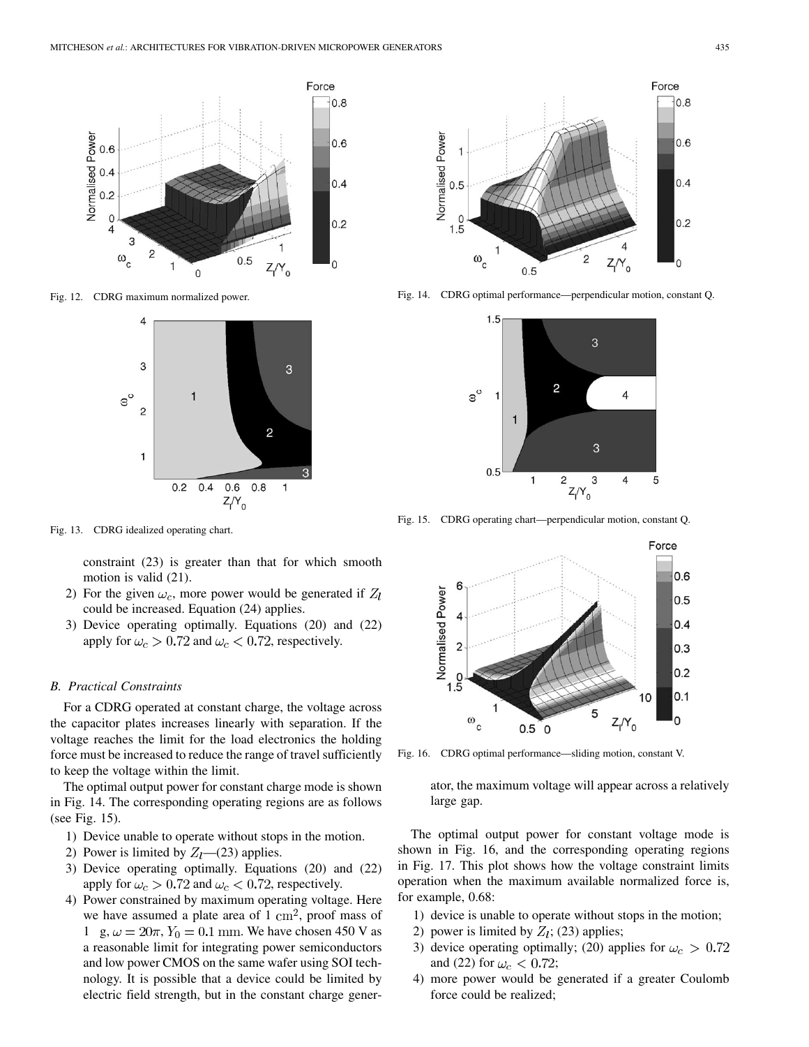Fig. 12. CDRG maximum normalized power.

Fig. 13. CDRG idealized operating chart.

constraint (23) is greater than that for which smooth motion is valid (21).

2) For the given $\omega_c$, more power would be generated if $Z_l$ could be increased. Equation (24) applies.
3) Device operating optimally. Equations (20) and (22) apply for $\omega_c > 0.72$ and $\omega_c < 0.72$, respectively.

### B. Practical Constraints

For a CDRG operated at constant charge, the voltage across the capacitor plates increases linearly with separation. If the voltage reaches the limit for the load electronics the holding force must be increased to reduce the range of travel sufficiently to keep the voltage within the limit.

The optimal output power for constant charge mode is shown in Fig. 14. The corresponding operating regions are as follows (see Fig. 15).

1) Device unable to operate without stops in the motion.
2) Power is limited by $Z_l$—(23) applies.
3) Device operating optimally. Equations (20) and (22) apply for $\omega_c > 0.72$ and $\omega_c < 0.72$, respectively.
4) Power constrained by maximum operating voltage. Here we have assumed a plate area of 1 $\text{cm}^2$, proof mass of 1 g, $\omega = 20\pi$, $Y_0 = 0.1$ mm. We have chosen 450 V as a reasonable limit for integrating power semiconductors and low power CMOS on the same wafer using SOI technology. It is possible that a device could be limited by electric field strength, but in the constant charge generator, the maximum voltage will appear across a relatively large gap.

Fig. 14. CDRG optimal performance—perpendicular motion, constant Q.

Fig. 15. CDRG operating chart—perpendicular motion, constant Q.

Fig. 16. CDRG optimal performance—sliding motion, constant V.

The optimal output power for constant voltage mode is shown in Fig. 16, and the corresponding operating regions in Fig. 17. This plot shows how the voltage constraint limits operation when the maximum available normalized force is, for example, 0.68:

1) device is unable to operate without stops in the motion;
2) power is limited by $Z_l$; (23) applies;
3) device operating optimally; (20) applies for $\omega_c > 0.72$ and (22) for $\omega_c < 0.72$;
4) more power would be generated if a greater Coulomb force could be realized;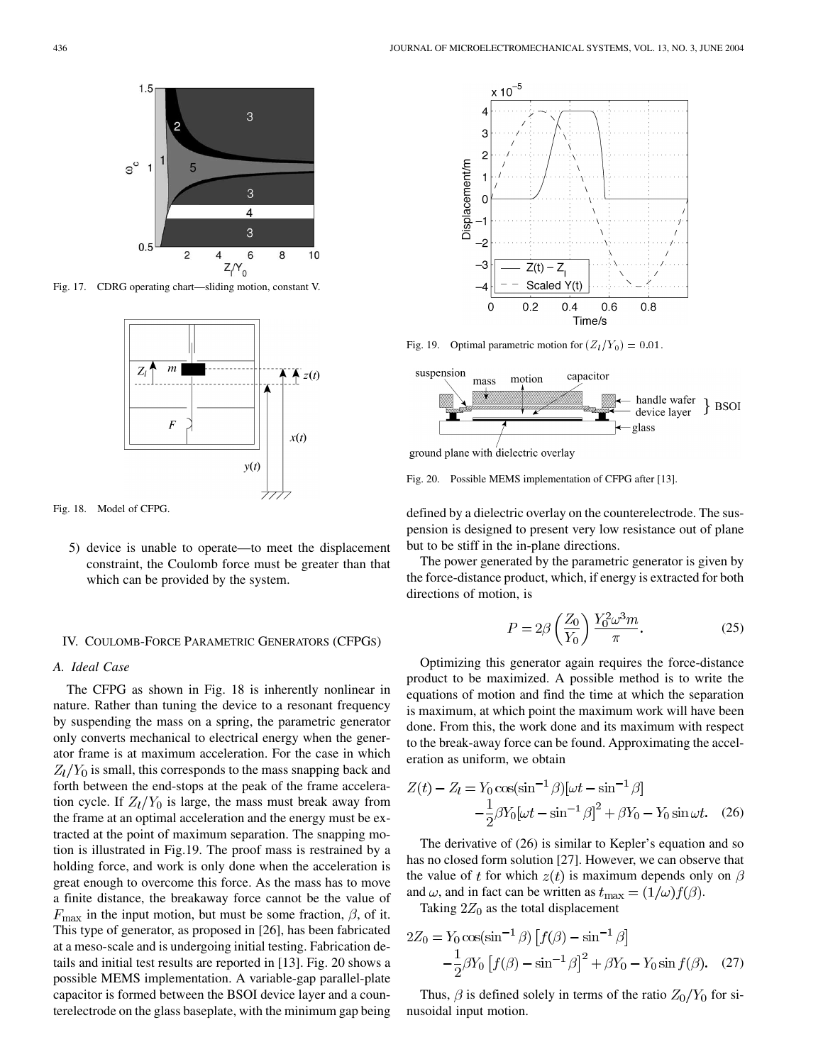Fig. 17. CDRG operating chart—sliding motion, constant V.

Fig. 18. Model of CFPG.

5) device is unable to operate—to meet the displacement constraint, the Coulomb force must be greater than that which can be provided by the system.

## IV. Coulomb-Force Parametric Generators (CFPGs)

### A. Ideal Case

The CFPG as shown in Fig. 18 is inherently nonlinear in nature. Rather than tuning the device to a resonant frequency by suspending the mass on a spring, the parametric generator only converts mechanical to electrical energy when the generator frame is at maximum acceleration. For the case in which $Z_l/Y_0$ is small, this corresponds to the mass snapping back and forth between the end-stops at the peak of the frame acceleration cycle. If $Z_l/Y_0$ is large, the mass must break away from the frame at an optimal acceleration and the energy must be extracted at the point of maximum separation. The snapping motion is illustrated in Fig.19. The proof mass is restrained by a holding force, and work is only done when the acceleration is great enough to overcome this force. As the mass has to move a finite distance, the breakaway force cannot be the value of $F_{\max}$ in the input motion, but must be some fraction, $\beta$, of it. This type of generator, as proposed in [26], has been fabricated at a meso-scale and is undergoing initial testing. Fabrication details and initial test results are reported in [13]. Fig. 20 shows a possible MEMS implementation. A variable-gap parallel-plate capacitor is formed between the BSOI device layer and a counterelectrode on the glass baseplate, with the minimum gap being defined by a dielectric overlay on the counterelectrode. The suspension is designed to present very low resistance out of plane but to be stiff in the in-plane directions.

Fig. 19. Optimal parametric motion for $(Z_l/Y_0) = 0.01$.

Fig. 20. Possible MEMS implementation of CFPG after [13].

The power generated by the parametric generator is given by the force-distance product, which, if energy is extracted for both directions of motion, is

$$P = 2\beta \left(\frac{Z_0}{Y_0}\right) \frac{Y_0^2 \omega^3 m}{\pi}. \tag{25}$$

Optimizing this generator again requires the force-distance product to be maximized. A possible method is to write the equations of motion and find the time at which the separation is maximum, at which point the maximum work will have been done. From this, the work done and its maximum with respect to the break-away force can be found. Approximating the acceleration as uniform, we obtain

$$\begin{aligned} Z(t) - Z_l = {} & Y_0 \cos(\sin^{-1}\beta)[\omega t - \sin^{-1}\beta] \\ & - \frac{1}{2}\beta Y_0 [\omega t - \sin^{-1}\beta]^2 + \beta Y_0 - Y_0 \sin \omega t. \end{aligned} \tag{26}$$

The derivative of (26) is similar to Kepler's equation and so has no closed form solution [27]. However, we can observe that the value of $t$ for which $z(t)$ is maximum depends only on $\beta$ and $\omega$, and in fact can be written as $t_{\max} = (1/\omega)f(\beta)$.

Taking $2Z_0$ as the total displacement

$$\begin{aligned} 2Z_0 = {} & Y_0 \cos(\sin^{-1}\beta) \left[f(\beta) - \sin^{-1}\beta\right] \\ & - \frac{1}{2}\beta Y_0 \left[f(\beta) - \sin^{-1}\beta\right]^2 + \beta Y_0 - Y_0 \sin f(\beta). \end{aligned} \tag{27}$$

Thus, $\beta$ is defined solely in terms of the ratio $Z_0/Y_0$ for sinusoidal input motion.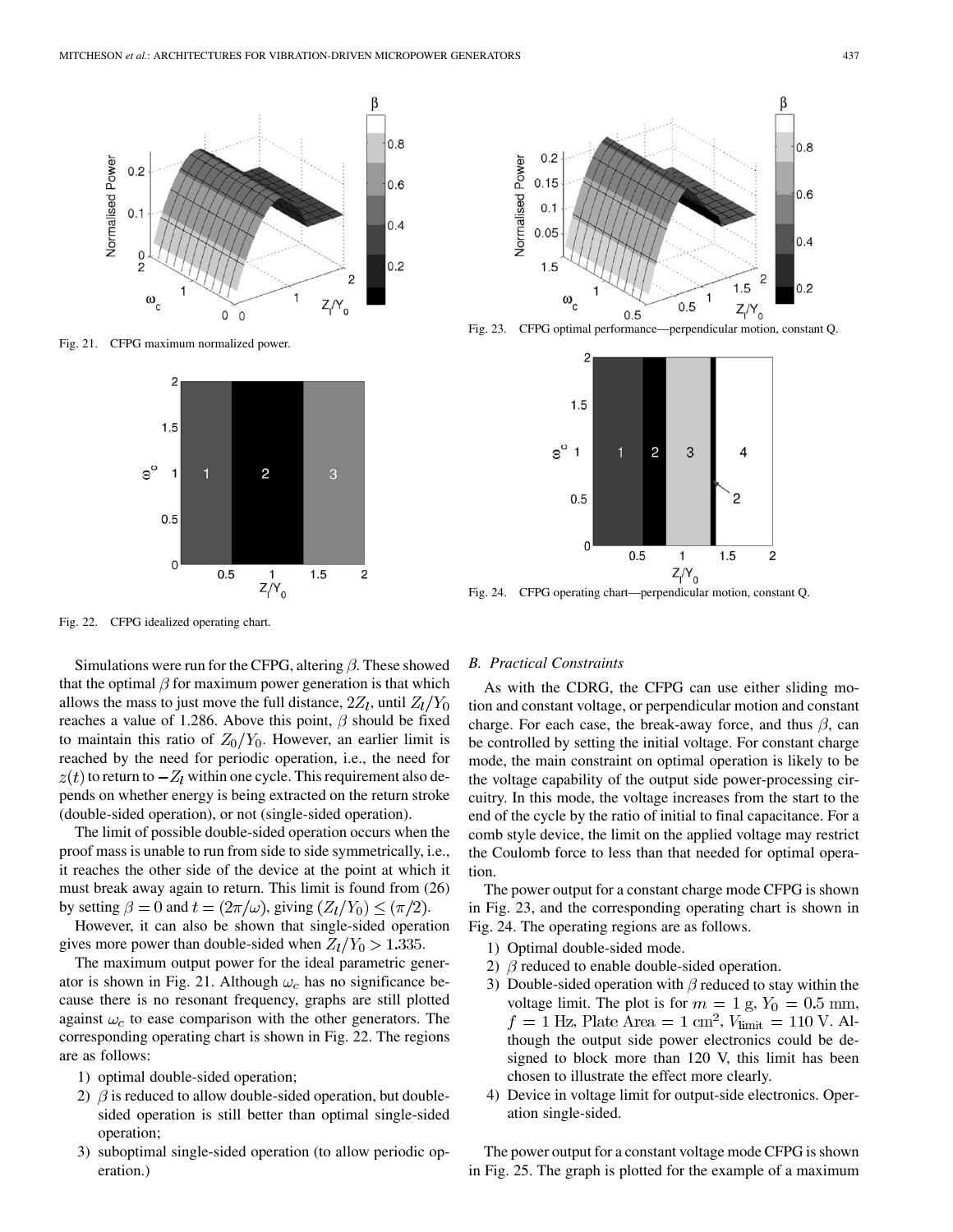Fig. 21. CFPG maximum normalized power.

Fig. 22. CFPG idealized operating chart.

Fig. 23. CFPG optimal performance—perpendicular motion, constant Q.

Fig. 24. CFPG operating chart—perpendicular motion, constant Q.

Simulations were run for the CFPG, altering $\beta$. These showed that the optimal $\beta$ for maximum power generation is that which allows the mass to just move the full distance, $2Z_l$, until $Z_l/Y_0$ reaches a value of 1.286. Above this point, $\beta$ should be fixed to maintain this ratio of $Z_0/Y_0$. However, an earlier limit is reached by the need for periodic operation, i.e., the need for $z(t)$ to return to $-Z_l$ within one cycle. This requirement also depends on whether energy is being extracted on the return stroke (double-sided operation), or not (single-sided operation).

The limit of possible double-sided operation occurs when the proof mass is unable to run from side to side symmetrically, i.e., it reaches the other side of the device at the point at which it must break away again to return. This limit is found from (26) by setting $\beta = 0$ and $t = (2\pi/\omega)$, giving $(Z_l/Y_0) \leq (\pi/2)$.

However, it can also be shown that single-sided operation gives more power than double-sided when $Z_l/Y_0 > 1.335$.

The maximum output power for the ideal parametric generator is shown in Fig. 21. Although $\omega_c$ has no significance because there is no resonant frequency, graphs are still plotted against $\omega_c$ to ease comparison with the other generators. The corresponding operating chart is shown in Fig. 22. The regions are as follows:

1) optimal double-sided operation;
2) $\beta$ is reduced to allow double-sided operation, but double-sided operation is still better than optimal single-sided operation;
3) suboptimal single-sided operation (to allow periodic operation.)

### B. Practical Constraints

As with the CDRG, the CFPG can use either sliding motion and constant voltage, or perpendicular motion and constant charge. For each case, the break-away force, and thus $\beta$, can be controlled by setting the initial voltage. For constant charge mode, the main constraint on optimal operation is likely to be the voltage capability of the output side power-processing circuitry. In this mode, the voltage increases from the start to the end of the cycle by the ratio of initial to final capacitance. For a comb style device, the limit on the applied voltage may restrict the Coulomb force to less than that needed for optimal operation.

The power output for a constant charge mode CFPG is shown in Fig. 23, and the corresponding operating chart is shown in Fig. 24. The operating regions are as follows.

1) Optimal double-sided mode.
2) $\beta$ reduced to enable double-sided operation.
3) Double-sided operation with $\beta$ reduced to stay within the voltage limit. The plot is for $m = 1$ g, $Y_0 = 0.5$ mm, $f = 1$ Hz, Plate Area $= 1$ cm$^2$, $V_{\text{limit}} = 110$ V. Although the output side power electronics could be designed to block more than 120 V, this limit has been chosen to illustrate the effect more clearly.
4) Device in voltage limit for output-side electronics. Operation single-sided.

The power output for a constant voltage mode CFPG is shown in Fig. 25. The graph is plotted for the example of a maximum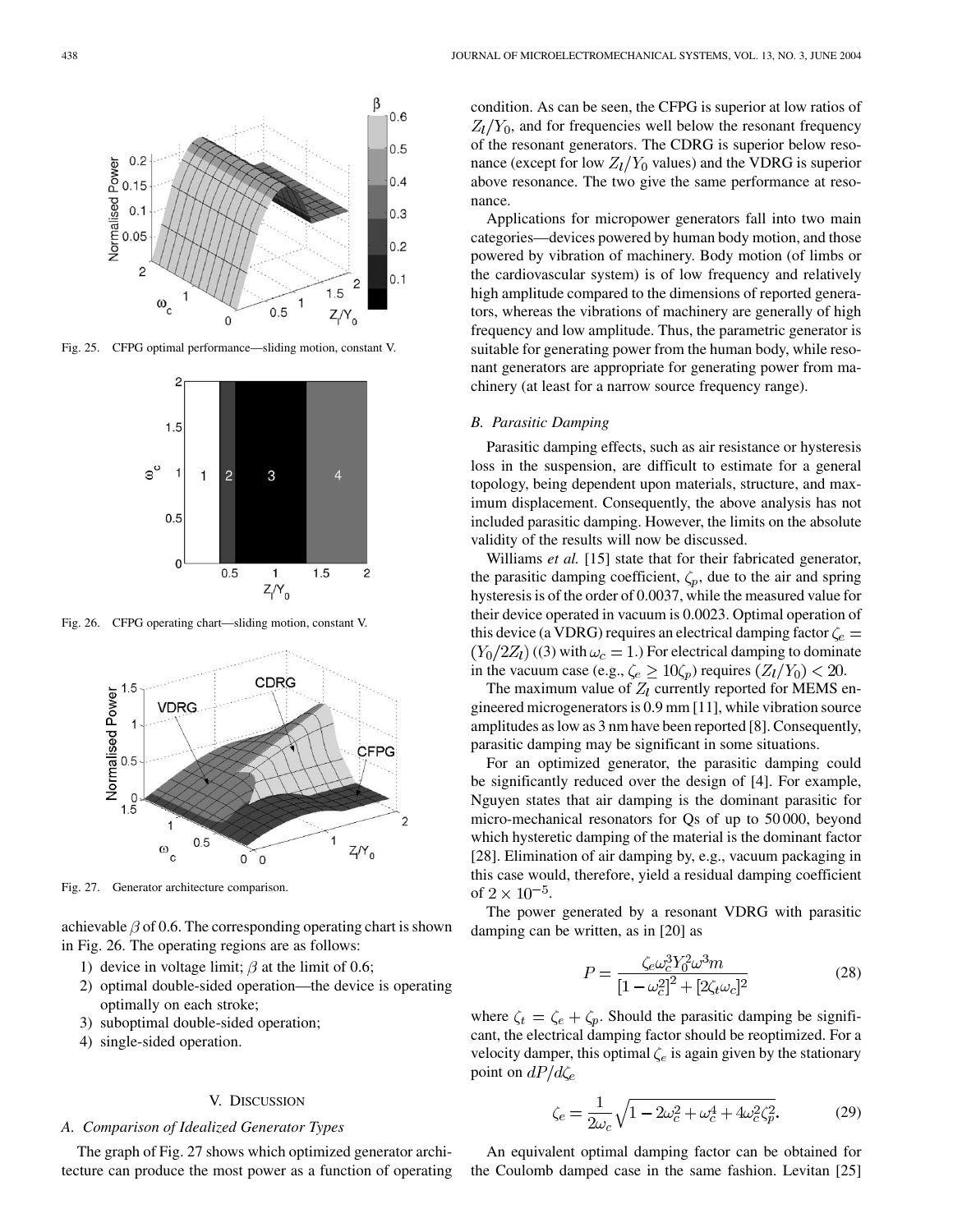Fig. 25. CFPG optimal performance—sliding motion, constant V.

Fig. 26. CFPG operating chart—sliding motion, constant V.

Fig. 27. Generator architecture comparison.

achievable $\beta$ of 0.6. The corresponding operating chart is shown in Fig. 26. The operating regions are as follows:

1) device in voltage limit; $\beta$ at the limit of 0.6;
2) optimal double-sided operation—the device is operating optimally on each stroke;
3) suboptimal double-sided operation;
4) single-sided operation.

## V. Discussion

### A. Comparison of Idealized Generator Types

The graph of Fig. 27 shows which optimized generator architecture can produce the most power as a function of operating condition. As can be seen, the CFPG is superior at low ratios of $Z_l/Y_0$, and for frequencies well below the resonant frequency of the resonant generators. The CDRG is superior below resonance (except for low $Z_l/Y_0$ values) and the VDRG is superior above resonance. The two give the same performance at resonance.

Applications for micropower generators fall into two main categories—devices powered by human body motion, and those powered by vibration of machinery. Body motion (of limbs or the cardiovascular system) is of low frequency and relatively high amplitude compared to the dimensions of reported generators, whereas the vibrations of machinery are generally of high frequency and low amplitude. Thus, the parametric generator is suitable for generating power from the human body, while resonant generators are appropriate for generating power from machinery (at least for a narrow source frequency range).

### B. Parasitic Damping

Parasitic damping effects, such as air resistance or hysteresis loss in the suspension, are difficult to estimate for a general topology, being dependent upon materials, structure, and maximum displacement. Consequently, the above analysis has not included parasitic damping. However, the limits on the absolute validity of the results will now be discussed.

Williams *et al.* [15] state that for their fabricated generator, the parasitic damping coefficient, $\zeta_p$, due to the air and spring hysteresis is of the order of 0.0037, while the measured value for their device operated in vacuum is 0.0023. Optimal operation of this device (a VDRG) requires an electrical damping factor $\zeta_e = (Y_0/2Z_l)$ ((3) with $\omega_c = 1$.) For electrical damping to dominate in the vacuum case (e.g., $\zeta_e \geq 10\zeta_p$) requires $(Z_l/Y_0) < 20$.

The maximum value of $Z_l$ currently reported for MEMS engineered microgenerators is 0.9 mm [11], while vibration source amplitudes as low as 3 nm have been reported [8]. Consequently, parasitic damping may be significant in some situations.

For an optimized generator, the parasitic damping could be significantly reduced over the design of [4]. For example, Nguyen states that air damping is the dominant parasitic for micro-mechanical resonators for Qs of up to 50 000, beyond which hysteretic damping of the material is the dominant factor [28]. Elimination of air damping by, e.g., vacuum packaging in this case would, therefore, yield a residual damping coefficient of $2 \times 10^{-5}$.

The power generated by a resonant VDRG with parasitic damping can be written, as in [20] as

$$P = \frac{\zeta_e \omega_c^3 Y_0^2 \omega^3 m}{[1 - \omega_c^2]^2 + [2\zeta_t \omega_c]^2} \tag{28}$$

where $\zeta_t = \zeta_e + \zeta_p$. Should the parasitic damping be significant, the electrical damping factor should be reoptimized. For a velocity damper, this optimal $\zeta_e$ is again given by the stationary point on $dP/d\zeta_e$

$$\zeta_e = \frac{1}{2\omega_c}\sqrt{1 - 2\omega_c^2 + \omega_c^4 + 4\omega_c^2\zeta_p^2}. \tag{29}$$

An equivalent optimal damping factor can be obtained for the Coulomb damped case in the same fashion. Levitan [25]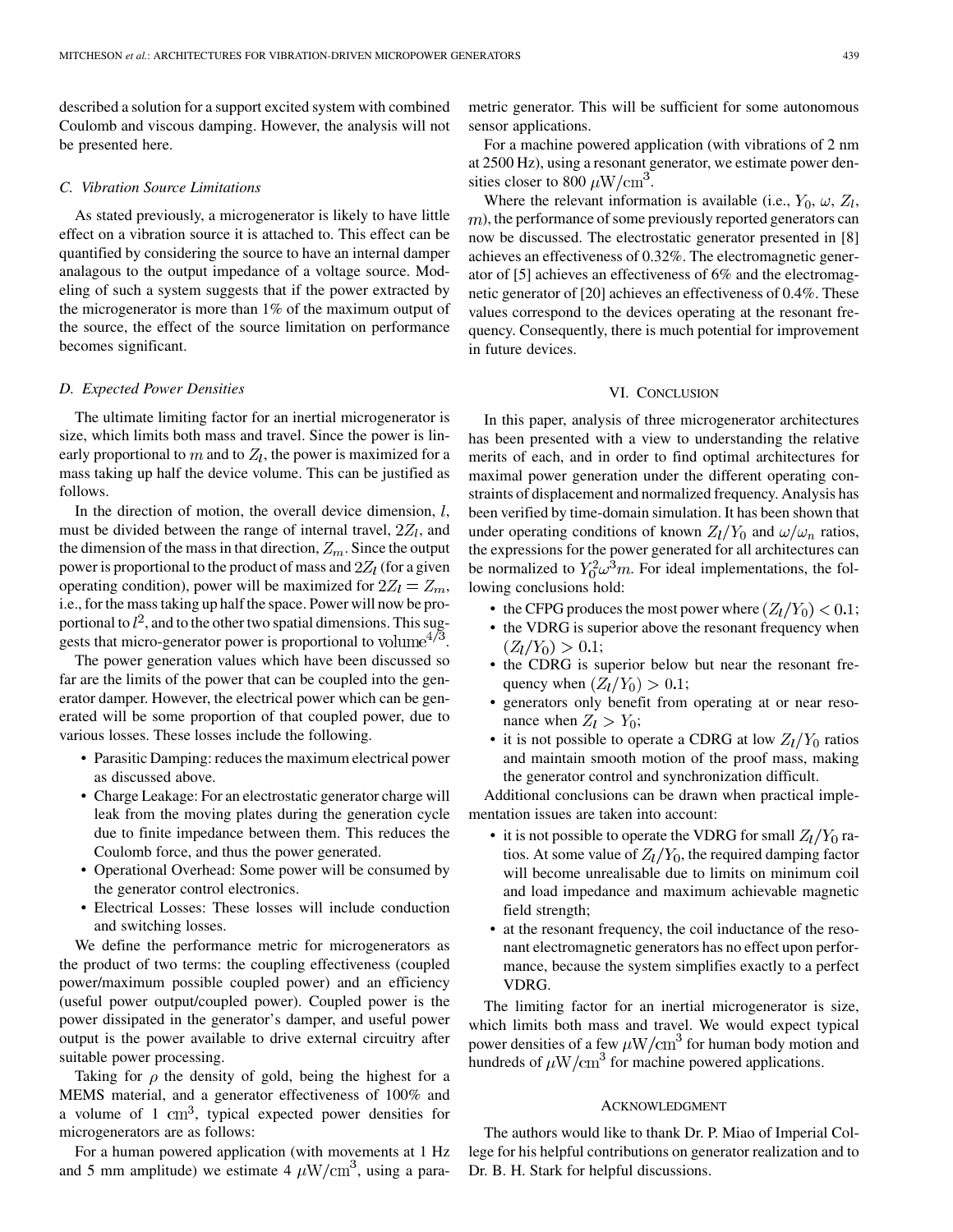described a solution for a support excited system with combined Coulomb and viscous damping. However, the analysis will not be presented here.

### C. Vibration Source Limitations

As stated previously, a microgenerator is likely to have little effect on a vibration source it is attached to. This effect can be quantified by considering the source to have an internal damper analagous to the output impedance of a voltage source. Modeling of such a system suggests that if the power extracted by the microgenerator is more than 1% of the maximum output of the source, the effect of the source limitation on performance becomes significant.

### D. Expected Power Densities

The ultimate limiting factor for an inertial microgenerator is size, which limits both mass and travel. Since the power is linearly proportional to $m$ and to $Z_l$, the power is maximized for a mass taking up half the device volume. This can be justified as follows.

In the direction of motion, the overall device dimension, $l$, must be divided between the range of internal travel, $2Z_l$, and the dimension of the mass in that direction, $Z_m$. Since the output power is proportional to the product of mass and $2Z_l$ (for a given operating condition), power will be maximized for $2Z_l = Z_m$, i.e., for the mass taking up half the space. Power will now be proportional to $l^2$, and to the other two spatial dimensions. This suggests that micro-generator power is proportional to $\text{volume}^{4/3}$.

The power generation values which have been discussed so far are the limits of the power that can be coupled into the generator damper. However, the electrical power which can be generated will be some proportion of that coupled power, due to various losses. These losses include the following.

- Parasitic Damping: reduces the maximum electrical power as discussed above.
- Charge Leakage: For an electrostatic generator charge will leak from the moving plates during the generation cycle due to finite impedance between them. This reduces the Coulomb force, and thus the power generated.
- Operational Overhead: Some power will be consumed by the generator control electronics.
- Electrical Losses: These losses will include conduction and switching losses.

We define the performance metric for microgenerators as the product of two terms: the coupling effectiveness (coupled power/maximum possible coupled power) and an efficiency (useful power output/coupled power). Coupled power is the power dissipated in the generator's damper, and useful power output is the power available to drive external circuitry after suitable power processing.

Taking for $\rho$ the density of gold, being the highest for a MEMS material, and a generator effectiveness of 100% and a volume of 1 $\text{cm}^3$, typical expected power densities for microgenerators are as follows:

For a human powered application (with movements at 1 Hz and 5 mm amplitude) we estimate 4 $\mu\text{W/cm}^3$, using a parametric generator. This will be sufficient for some autonomous sensor applications.

For a machine powered application (with vibrations of 2 nm at 2500 Hz), using a resonant generator, we estimate power densities closer to 800 $\mu\text{W/cm}^3$.

Where the relevant information is available (i.e., $Y_0$, $\omega$, $Z_l$, $m$), the performance of some previously reported generators can now be discussed. The electrostatic generator presented in [8] achieves an effectiveness of 0.32%. The electromagnetic generator of [5] achieves an effectiveness of 6% and the electromagnetic generator of [20] achieves an effectiveness of 0.4%. These values correspond to the devices operating at the resonant frequency. Consequently, there is much potential for improvement in future devices.

## VI. Conclusion

In this paper, analysis of three microgenerator architectures has been presented with a view to understanding the relative merits of each, and in order to find optimal architectures for maximal power generation under the different operating constraints of displacement and normalized frequency. Analysis has been verified by time-domain simulation. It has been shown that under operating conditions of known $Z_l/Y_0$ and $\omega/\omega_n$ ratios, the expressions for the power generated for all architectures can be normalized to $Y_0^2\omega^3 m$. For ideal implementations, the following conclusions hold:

- the CFPG produces the most power where $(Z_l/Y_0) < 0.1$;
- the VDRG is superior above the resonant frequency when $(Z_l/Y_0) > 0.1$;
- the CDRG is superior below but near the resonant frequency when $(Z_l/Y_0) > 0.1$;
- generators only benefit from operating at or near resonance when $Z_l > Y_0$;
- it is not possible to operate a CDRG at low $Z_l/Y_0$ ratios and maintain smooth motion of the proof mass, making the generator control and synchronization difficult.

Additional conclusions can be drawn when practical implementation issues are taken into account:

- it is not possible to operate the VDRG for small $Z_l/Y_0$ ratios. At some value of $Z_l/Y_0$, the required damping factor will become unrealisable due to limits on minimum coil and load impedance and maximum achievable magnetic field strength;
- at the resonant frequency, the coil inductance of the resonant electromagnetic generators has no effect upon performance, because the system simplifies exactly to a perfect VDRG.

The limiting factor for an inertial microgenerator is size, which limits both mass and travel. We would expect typical power densities of a few $\mu\text{W/cm}^3$ for human body motion and hundreds of $\mu\text{W/cm}^3$ for machine powered applications.

## Acknowledgment

The authors would like to thank Dr. P. Miao of Imperial College for his helpful contributions on generator realization and to Dr. B. H. Stark for helpful discussions.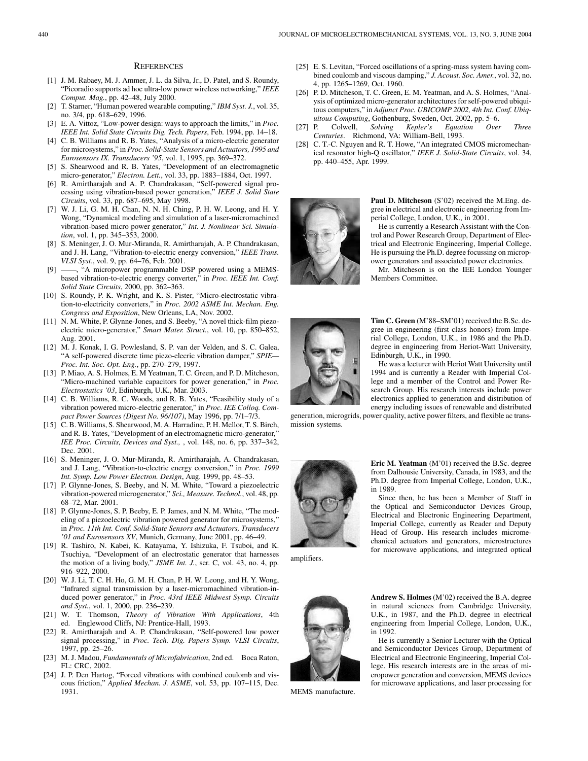## References

[1] J. M. Rabaey, M. J. Ammer, J. L. da Silva, Jr., D. Patel, and S. Roundy, "Picoradio supports ad hoc ultra-low power wireless networking," *IEEE Comput. Mag.*, pp. 42–48, July 2000.

[2] T. Starner, "Human powered wearable computing," *IBM Syst. J.*, vol. 35, no. 3/4, pp. 618–629, 1996.

[3] E. A. Vittoz, "Low-power design: ways to approach the limits," in *Proc. IEEE Int. Solid State Circuits Dig. Tech. Papers*, Feb. 1994, pp. 14–18.

[4] C. B. Williams and R. B. Yates, "Analysis of a micro-electric generator for microsystems," in *Proc. Solid-State Sensors and Actuators, 1995 and Eurosensors IX. Transducers '95*, vol. 1, 1995, pp. 369–372.

[5] S. Shearwood and R. B. Yates, "Development of an electromagnetic micro-generator," *Electron. Lett.*, vol. 33, pp. 1883–1884, Oct. 1997.

[6] R. Amirtharajah and A. P. Chandrakasan, "Self-powered signal processing using vibration-based power generation," *IEEE J. Solid State Circuits*, vol. 33, pp. 687–695, May 1998.

[7] W. J. Li, G. M. H. Chan, N. N. H. Ching, P. H. W. Leong, and H. Y. Wong, "Dynamical modeling and simulation of a laser-micromachined vibration-based micro power generator," *Int. J. Nonlinear Sci. Simulation*, vol. 1, pp. 345–353, 2000.

[8] S. Meninger, J. O. Mur-Miranda, R. Amirtharajah, A. P. Chandrakasan, and J. H. Lang, "Vibration-to-electric energy conversion," *IEEE Trans. VLSI Syst.*, vol. 9, pp. 64–76, Feb. 2001.

[9] ——, "A micropower programmable DSP powered using a MEMS-based vibration-to-electric energy converter," in *Proc. IEEE Int. Conf. Solid State Circuits*, 2000, pp. 362–363.

[10] S. Roundy, P. K. Wright, and K. S. Pister, "Micro-electrostatic vibration-to-electricity converters," in *Proc. 2002 ASME Int. Mechan. Eng. Congress and Exposition*, New Orleans, LA, Nov. 2002.

[11] N. M. White, P. Glynne-Jones, and S. Beeby, "A novel thick-film piezoelectric micro-generator," *Smart Mater. Struct.*, vol. 10, pp. 850–852, Aug. 2001.

[12] M. J. Konak, I. G. Powlesland, S. P. van der Velden, and S. C. Galea, "A self-powered discrete time piezo-elecric vibration damper," *SPIE—Proc. Int. Soc. Opt. Eng.*, pp. 270–279, 1997.

[13] P. Miao, A. S. Holmes, E. M Yeatman, T. C. Green, and P. D. Mitcheson, "Micro-machined variable capacitors for power generation," in *Proc. Electrostatics '03*, Edinburgh, U.K., Mar. 2003.

[14] C. B. Williams, R. C. Woods, and R. B. Yates, "Feasibility study of a vibration powered micro-electric generator," in *Proc. IEE Colloq. Compact Power Sources (Digest No. 96/107)*, May 1996, pp. 7/1–7/3.

[15] C. B. Williams, S. Shearwood, M. A. Harradine, P. H. Mellor, T. S. Birch, and R. B. Yates, "Development of an electromagnetic micro-generator," *IEE Proc. Circuits, Devices and Syst.,* , vol. 148, no. 6, pp. 337–342, Dec. 2001.

[16] S. Meninger, J. O. Mur-Miranda, R. Amirtharajah, A. Chandrakasan, and J. Lang, "Vibration-to-electric energy conversion," in *Proc. 1999 Int. Symp. Low Power Electron. Design*, Aug. 1999, pp. 48–53.

[17] P. Glynne-Jones, S. Beeby, and N. M. White, "Toward a piezoelectric vibration-powered microgenerator," *Sci., Measure. Technol.*, vol. 48, pp. 68–72, Mar. 2001.

[18] P. Glynne-Jones, S. P. Beeby, E. P. James, and N. M. White, "The modeling of a piezoelectric vibration powered generator for microsystems," in *Proc. 11th Int. Conf. Solid-State Sensors and Actuators, Transducers '01 and Eurosensors XV*, Munich, Germany, June 2001, pp. 46–49.

[19] R. Tashiro, N. Kabei, K. Katayama, Y. Ishizuka, F. Tsuboi, and K. Tsuchiya, "Development of an electrostatic generator that harnesses the motion of a living body," *JSME Int. J.*, ser. C, vol. 43, no. 4, pp. 916–922, 2000.

[20] W. J. Li, T. C. H. Ho, G. M. H. Chan, P. H. W. Leong, and H. Y. Wong, "Infrared signal transmission by a laser-micromachined vibration-induced power generator," in *Proc. 43rd IEEE Midwest Symp. Circuits and Syst.*, vol. 1, 2000, pp. 236–239.

[21] W. T. Thomson, *Theory of Vibration With Applications*, 4th ed. Englewood Cliffs, NJ: Prentice-Hall, 1993.

[22] R. Amirtharajah and A. P. Chandrakasan, "Self-powered low power signal processing," in *Proc. Tech. Dig. Papers Symp. VLSI Circuits*, 1997, pp. 25–26.

[23] M. J. Madou, *Fundamentals of Microfabrication*, 2nd ed. Boca Raton, FL: CRC, 2002.

[24] J. P. Den Hartog, "Forced vibrations with combined coulomb and viscous friction," *Applied Mechan. J. ASME*, vol. 53, pp. 107–115, Dec. 1931.

[25] E. S. Levitan, "Forced oscillations of a spring-mass system having combined coulomb and viscous damping," *J. Acoust. Soc. Amer.*, vol. 32, no. 4, pp. 1265–1269, Oct. 1960.

[26] P. D. Mitcheson, T. C. Green, E. M. Yeatman, and A. S. Holmes, "Analysis of optimized micro-generator architectures for self-powered ubiquitous computers," in *Adjunct Proc. UBICOMP 2002, 4th Int. Conf. Ubiquitous Computing*, Gothenburg, Sweden, Oct. 2002, pp. 5–6.

[27] P. Colwell, *Solving Kepler's Equation Over Three Centuries*. Richmond, VA: William-Bell, 1993.

[28] C. T.-C. Nguyen and R. T. Howe, "An integrated CMOS micromechanical resonator high-Q oscillator," *IEEE J. Solid-State Circuits*, vol. 34, pp. 440–455, Apr. 1999.

**Paul D. Mitcheson** (S'02) received the M.Eng. degree in electrical and electronic engineering from Imperial College, London, U.K., in 2001.

He is currently a Research Assistant with the Control and Power Research Group, Department of Electrical and Electronic Engineering, Imperial College. He is pursuing the Ph.D. degree focussing on micropower generators and associated power electronics.

Mr. Mitcheson is on the IEE London Younger Members Committee.

**Tim C. Green** (M'88–SM'01) received the B.Sc. degree in engineering (first class honors) from Imperial College, London, U.K., in 1986 and the Ph.D. degree in engineering from Heriot-Watt University, Edinburgh, U.K., in 1990.

He was a lecturer with Heriot Watt University until 1994 and is currently a Reader with Imperial College and a member of the Control and Power Research Group. His research interests include power electronics applied to generation and distribution of energy including issues of renewable and distributed generation, microgrids, power quality, active power filters, and flexible ac transmission systems.

**Eric M. Yeatman** (M'01) received the B.Sc. degree from Dalhousie University, Canada, in 1983, and the Ph.D. degree from Imperial College, London, U.K., in 1989.

Since then, he has been a Member of Staff in the Optical and Semiconductor Devices Group, Electrical and Electronic Engineering Department, Imperial College, currently as Reader and Deputy Head of Group. His research includes micromechanical actuators and generators, microstructures for microwave applications, and integrated optical amplifiers.

**Andrew S. Holmes** (M'02) received the B.A. degree in natural sciences from Cambridge University, U.K., in 1987, and the Ph.D. degree in electrical engineering from Imperial College, London, U.K., in 1992.

He is currently a Senior Lecturer with the Optical and Semiconductor Devices Group, Department of Electrical and Electronic Engineering, Imperial College. His research interests are in the areas of micropower generation and conversion, MEMS devices for microwave applications, and laser processing for MEMS manufacture.